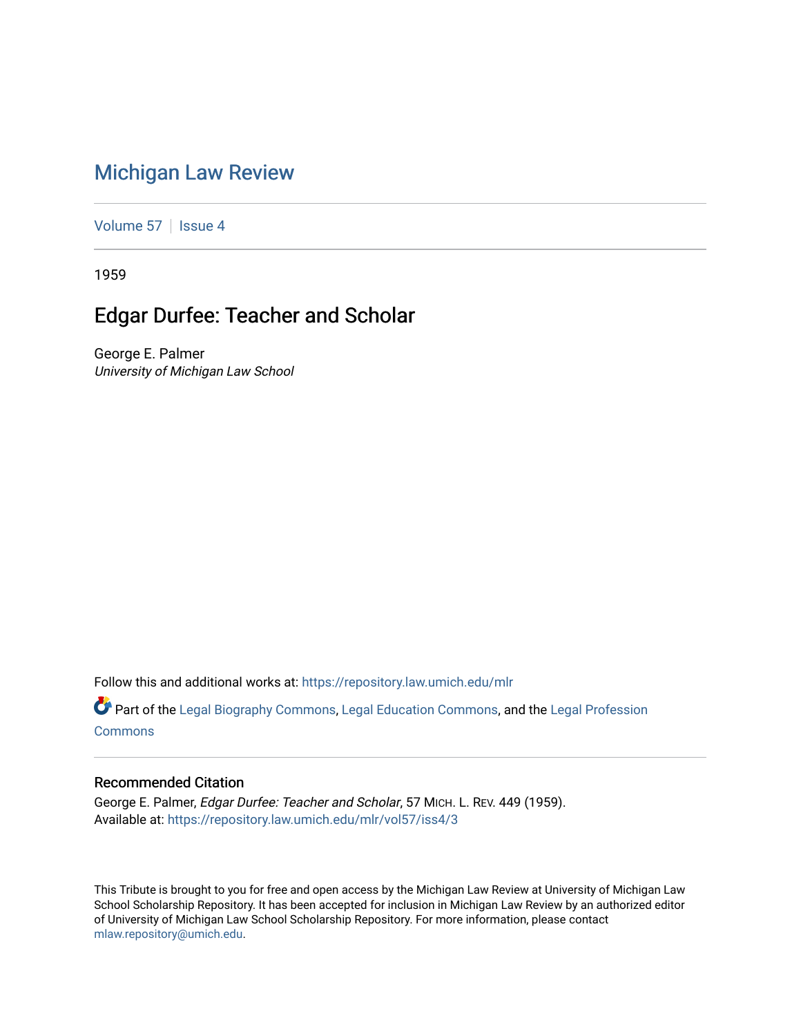# Michigan Law Review

Volume 57 | Issue 4

1959

## Edgar Durfee: Teacher and Scholar

George E. Palmer
*University of Michigan Law School*

Follow this and additional works at: https://repository.law.umich.edu/mlr

Part of the Legal Biography Commons, Legal Education Commons, and the Legal Profession Commons

### Recommended Citation

George E. Palmer, *Edgar Durfee: Teacher and Scholar*, 57 MICH. L. REV. 449 (1959).
Available at: https://repository.law.umich.edu/mlr/vol57/iss4/3

This Tribute is brought to you for free and open access by the Michigan Law Review at University of Michigan Law School Scholarship Repository. It has been accepted for inclusion in Michigan Law Review by an authorized editor of University of Michigan Law School Scholarship Repository. For more information, please contact mlaw.repository@umich.edu.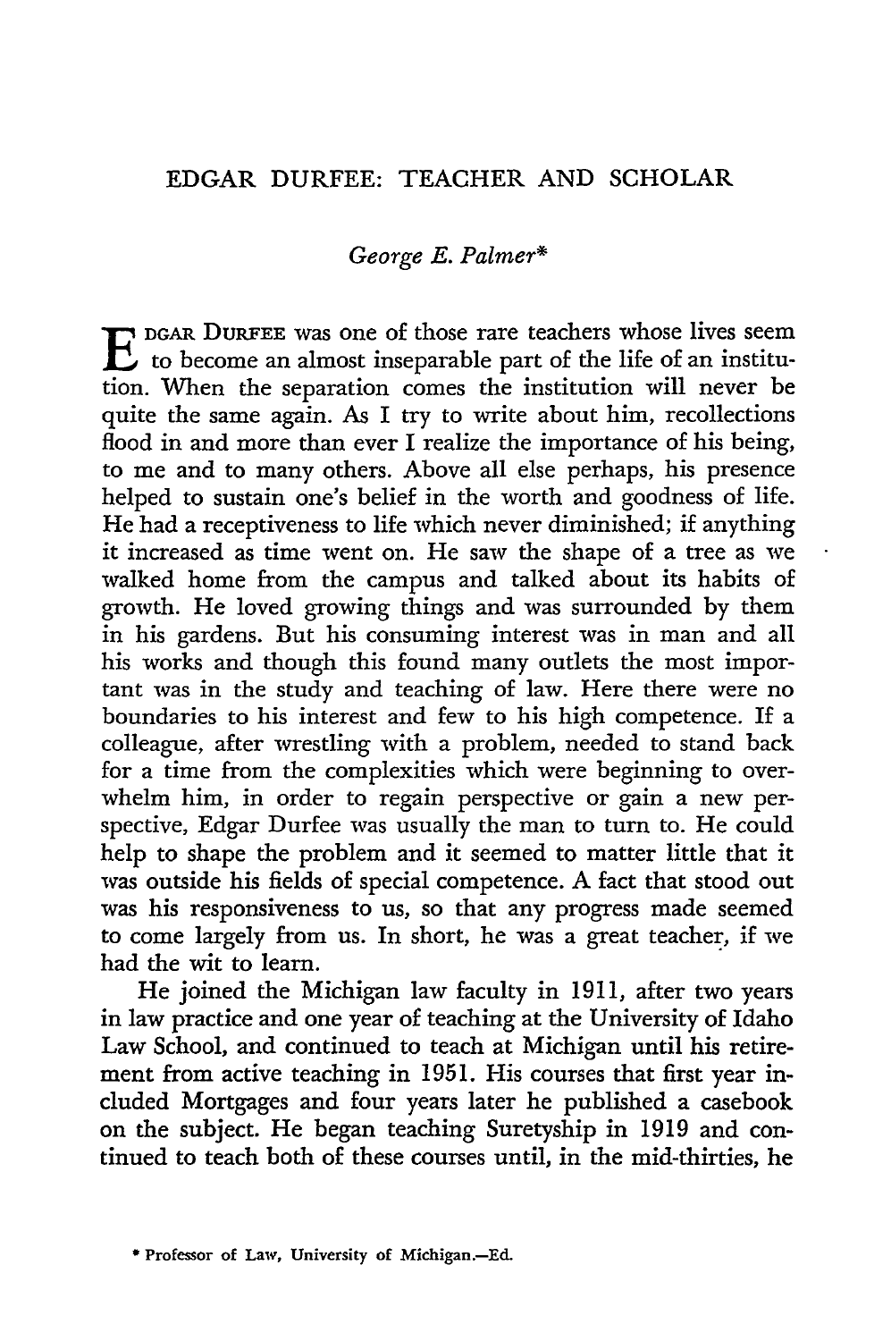# EDGAR DURFEE: TEACHER AND SCHOLAR

*George E. Palmer**

EDGAR DURFEE was one of those rare teachers whose lives seem to become an almost inseparable part of the life of an institution. When the separation comes the institution will never be quite the same again. As I try to write about him, recollections flood in and more than ever I realize the importance of his being, to me and to many others. Above all else perhaps, his presence helped to sustain one's belief in the worth and goodness of life. He had a receptiveness to life which never diminished; if anything it increased as time went on. He saw the shape of a tree as we walked home from the campus and talked about its habits of growth. He loved growing things and was surrounded by them in his gardens. But his consuming interest was in man and all his works and though this found many outlets the most important was in the study and teaching of law. Here there were no boundaries to his interest and few to his high competence. If a colleague, after wrestling with a problem, needed to stand back for a time from the complexities which were beginning to overwhelm him, in order to regain perspective or gain a new perspective, Edgar Durfee was usually the man to turn to. He could help to shape the problem and it seemed to matter little that it was outside his fields of special competence. A fact that stood out was his responsiveness to us, so that any progress made seemed to come largely from us. In short, he was a great teacher, if we had the wit to learn.

He joined the Michigan law faculty in 1911, after two years in law practice and one year of teaching at the University of Idaho Law School, and continued to teach at Michigan until his retirement from active teaching in 1951. His courses that first year included Mortgages and four years later he published a casebook on the subject. He began teaching Suretyship in 1919 and continued to teach both of these courses until, in the mid-thirties, he

* Professor of Law, University of Michigan.—Ed.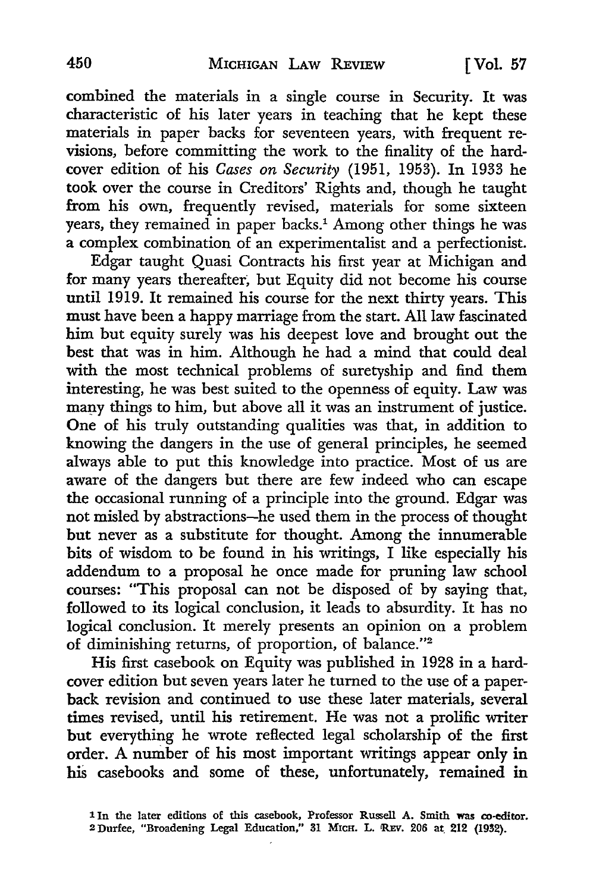combined the materials in a single course in Security. It was characteristic of his later years in teaching that he kept these materials in paper backs for seventeen years, with frequent revisions, before committing the work to the finality of the hard-cover edition of his *Cases on Security* (1951, 1953). In 1933 he took over the course in Creditors' Rights and, though he taught from his own, frequently revised, materials for some sixteen years, they remained in paper backs.[1] Among other things he was a complex combination of an experimentalist and a perfectionist.

Edgar taught Quasi Contracts his first year at Michigan and for many years thereafter, but Equity did not become his course until 1919. It remained his course for the next thirty years. This must have been a happy marriage from the start. All law fascinated him but equity surely was his deepest love and brought out the best that was in him. Although he had a mind that could deal with the most technical problems of suretyship and find them interesting, he was best suited to the openness of equity. Law was many things to him, but above all it was an instrument of justice. One of his truly outstanding qualities was that, in addition to knowing the dangers in the use of general principles, he seemed always able to put this knowledge into practice. Most of us are aware of the dangers but there are few indeed who can escape the occasional running of a principle into the ground. Edgar was not misled by abstractions—he used them in the process of thought but never as a substitute for thought. Among the innumerable bits of wisdom to be found in his writings, I like especially his addendum to a proposal he once made for pruning law school courses: "This proposal can not be disposed of by saying that, followed to its logical conclusion, it leads to absurdity. It has no logical conclusion. It merely presents an opinion on a problem of diminishing returns, of proportion, of balance."[2]

His first casebook on Equity was published in 1928 in a hard-cover edition but seven years later he turned to the use of a paper-back revision and continued to use these later materials, several times revised, until his retirement. He was not a prolific writer but everything he wrote reflected legal scholarship of the first order. A number of his most important writings appear only in his casebooks and some of these, unfortunately, remained in

[1] In the later editions of this casebook, Professor Russell A. Smith was co-editor.

[2] Durfee, "Broadening Legal Education," 31 MICH. L. REV. 206 at 212 (1932).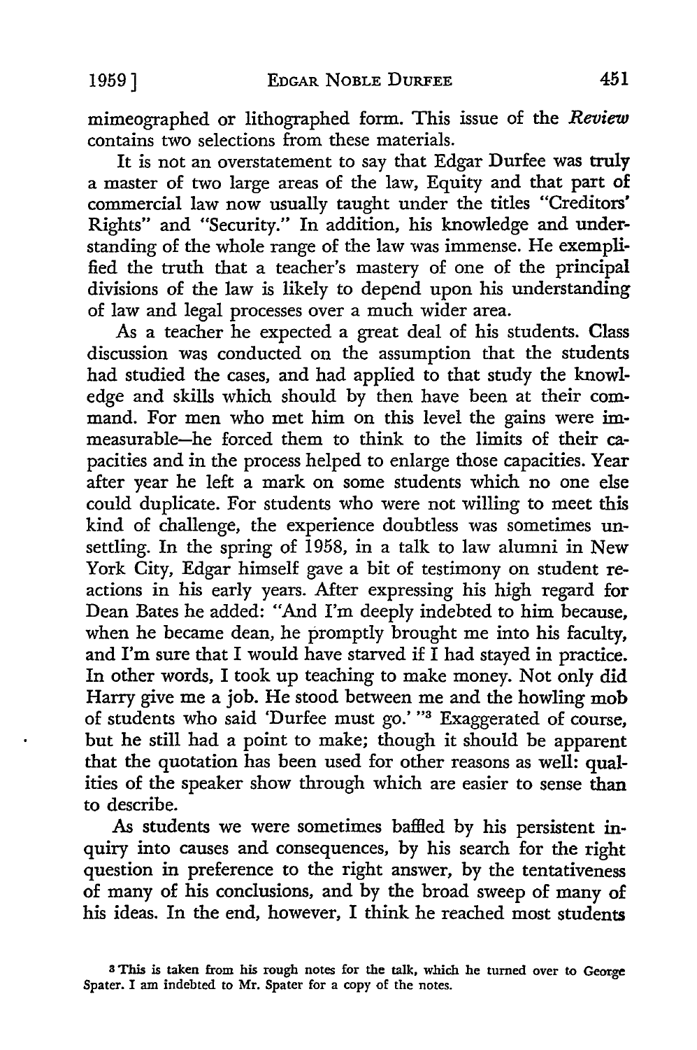mimeographed or lithographed form. This issue of the *Review* contains two selections from these materials.

It is not an overstatement to say that Edgar Durfee was truly a master of two large areas of the law, Equity and that part of commercial law now usually taught under the titles "Creditors' Rights" and "Security." In addition, his knowledge and understanding of the whole range of the law was immense. He exemplified the truth that a teacher's mastery of one of the principal divisions of the law is likely to depend upon his understanding of law and legal processes over a much wider area.

As a teacher he expected a great deal of his students. Class discussion was conducted on the assumption that the students had studied the cases, and had applied to that study the knowledge and skills which should by then have been at their command. For men who met him on this level the gains were immeasurable—he forced them to think to the limits of their capacities and in the process helped to enlarge those capacities. Year after year he left a mark on some students which no one else could duplicate. For students who were not willing to meet this kind of challenge, the experience doubtless was sometimes unsettling. In the spring of 1958, in a talk to law alumni in New York City, Edgar himself gave a bit of testimony on student reactions in his early years. After expressing his high regard for Dean Bates he added: "And I'm deeply indebted to him because, when he became dean, he promptly brought me into his faculty, and I'm sure that I would have starved if I had stayed in practice. In other words, I took up teaching to make money. Not only did Harry give me a job. He stood between me and the howling mob of students who said 'Durfee must go.' "[3] Exaggerated of course, but he still had a point to make; though it should be apparent that the quotation has been used for other reasons as well: qualities of the speaker show through which are easier to sense than to describe.

As students we were sometimes baffled by his persistent inquiry into causes and consequences, by his search for the right question in preference to the right answer, by the tentativeness of many of his conclusions, and by the broad sweep of many of his ideas. In the end, however, I think he reached most students

[3] This is taken from his rough notes for the talk, which he turned over to George Spater. I am indebted to Mr. Spater for a copy of the notes.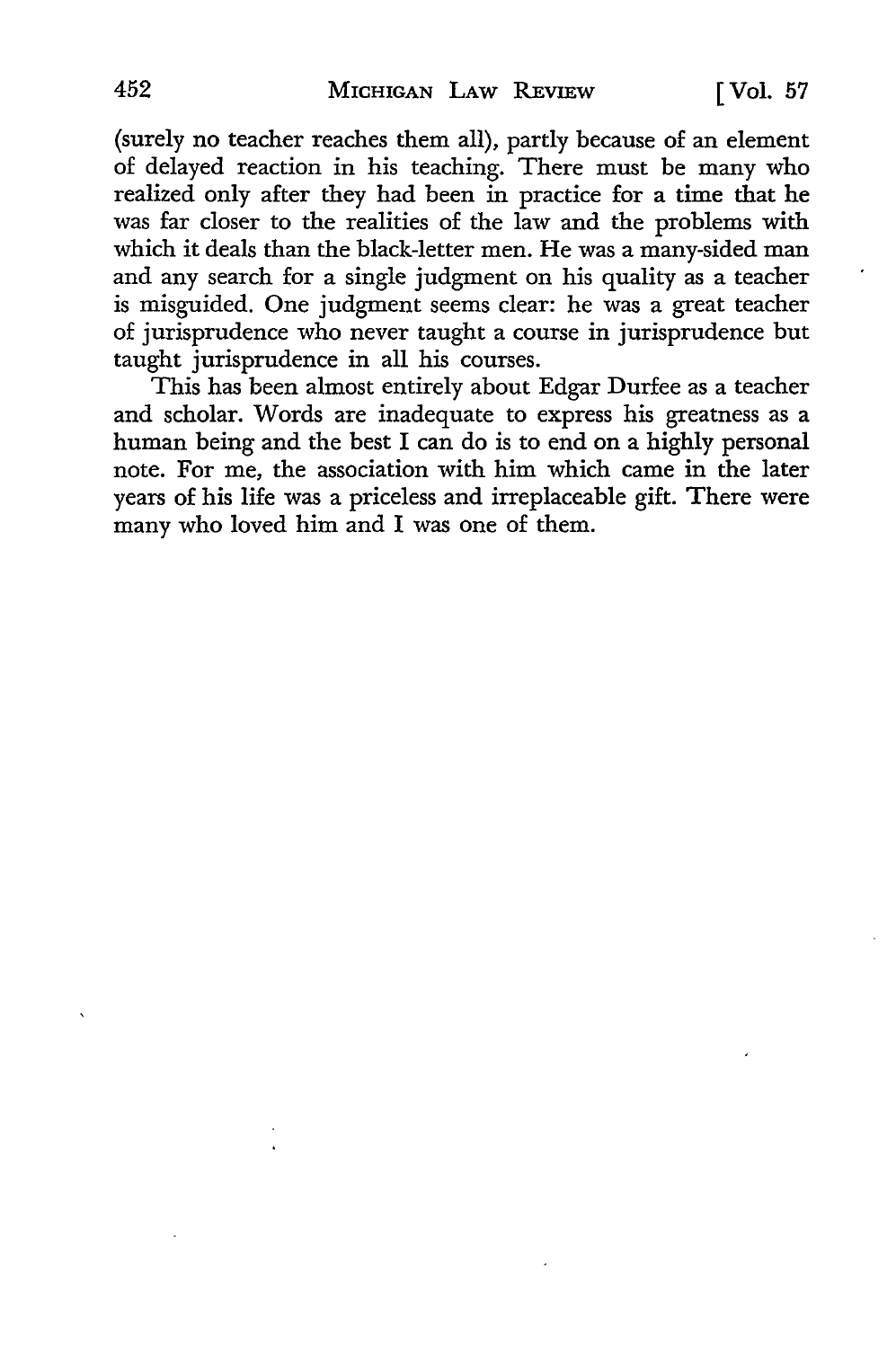(surely no teacher reaches them all), partly because of an element of delayed reaction in his teaching. There must be many who realized only after they had been in practice for a time that he was far closer to the realities of the law and the problems with which it deals than the black-letter men. He was a many-sided man and any search for a single judgment on his quality as a teacher is misguided. One judgment seems clear: he was a great teacher of jurisprudence who never taught a course in jurisprudence but taught jurisprudence in all his courses.

This has been almost entirely about Edgar Durfee as a teacher and scholar. Words are inadequate to express his greatness as a human being and the best I can do is to end on a highly personal note. For me, the association with him which came in the later years of his life was a priceless and irreplaceable gift. There were many who loved him and I was one of them.